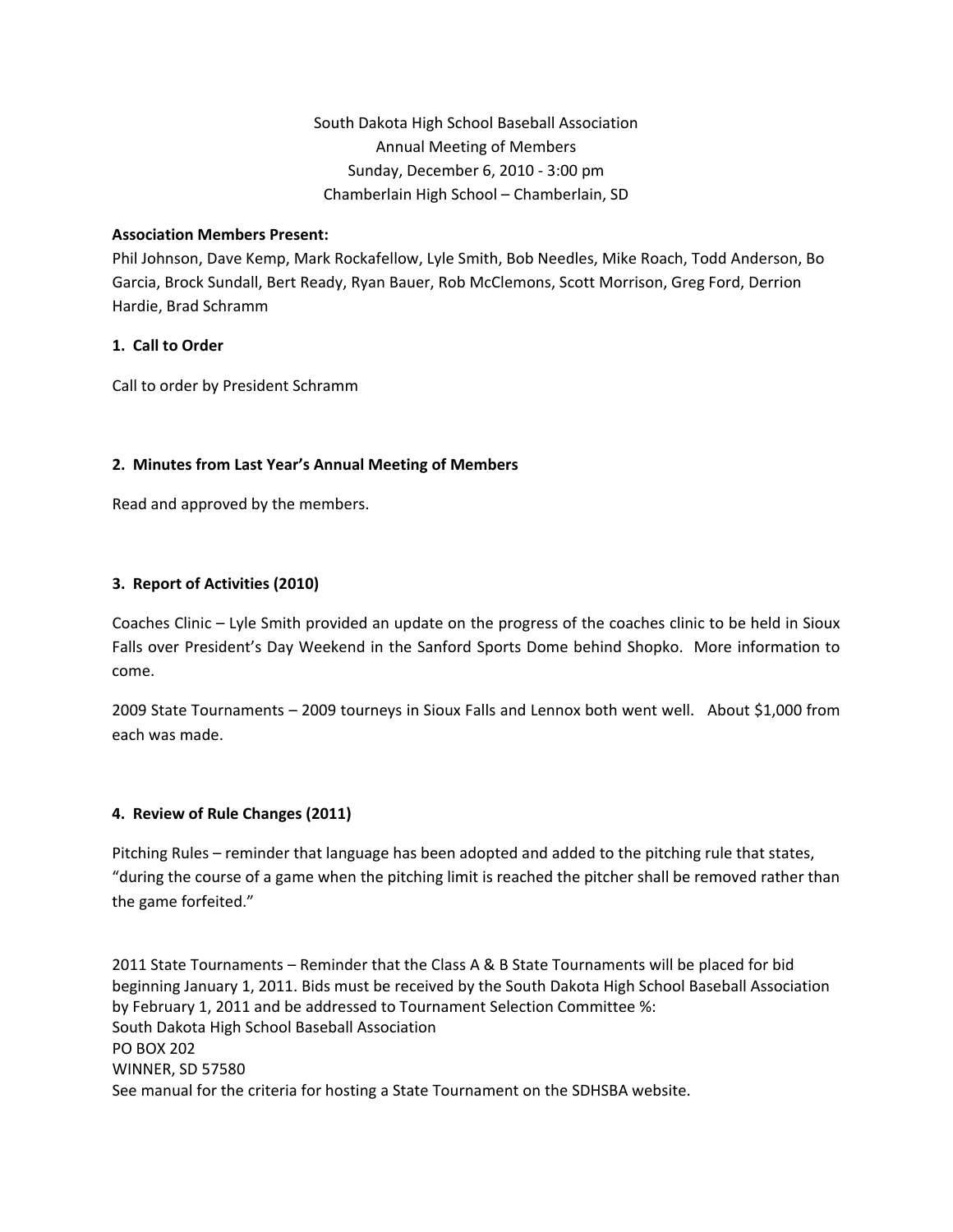South Dakota High School Baseball Association
Annual Meeting of Members
Sunday, December 6, 2010 - 3:00 pm
Chamberlain High School – Chamberlain, SD

**Association Members Present:**
Phil Johnson, Dave Kemp, Mark Rockafellow, Lyle Smith, Bob Needles, Mike Roach, Todd Anderson, Bo Garcia, Brock Sundall, Bert Ready, Ryan Bauer, Rob McClemons, Scott Morrison, Greg Ford, Derrion Hardie, Brad Schramm

**1. Call to Order**

Call to order by President Schramm

**2. Minutes from Last Year's Annual Meeting of Members**

Read and approved by the members.

**3. Report of Activities (2010)**

Coaches Clinic – Lyle Smith provided an update on the progress of the coaches clinic to be held in Sioux Falls over President's Day Weekend in the Sanford Sports Dome behind Shopko. More information to come.

2009 State Tournaments – 2009 tourneys in Sioux Falls and Lennox both went well. About $1,000 from each was made.

**4. Review of Rule Changes (2011)**

Pitching Rules – reminder that language has been adopted and added to the pitching rule that states, "during the course of a game when the pitching limit is reached the pitcher shall be removed rather than the game forfeited."

2011 State Tournaments – Reminder that the Class A & B State Tournaments will be placed for bid beginning January 1, 2011. Bids must be received by the South Dakota High School Baseball Association by February 1, 2011 and be addressed to Tournament Selection Committee %:
South Dakota High School Baseball Association
PO BOX 202
WINNER, SD 57580
See manual for the criteria for hosting a State Tournament on the SDHSBA website.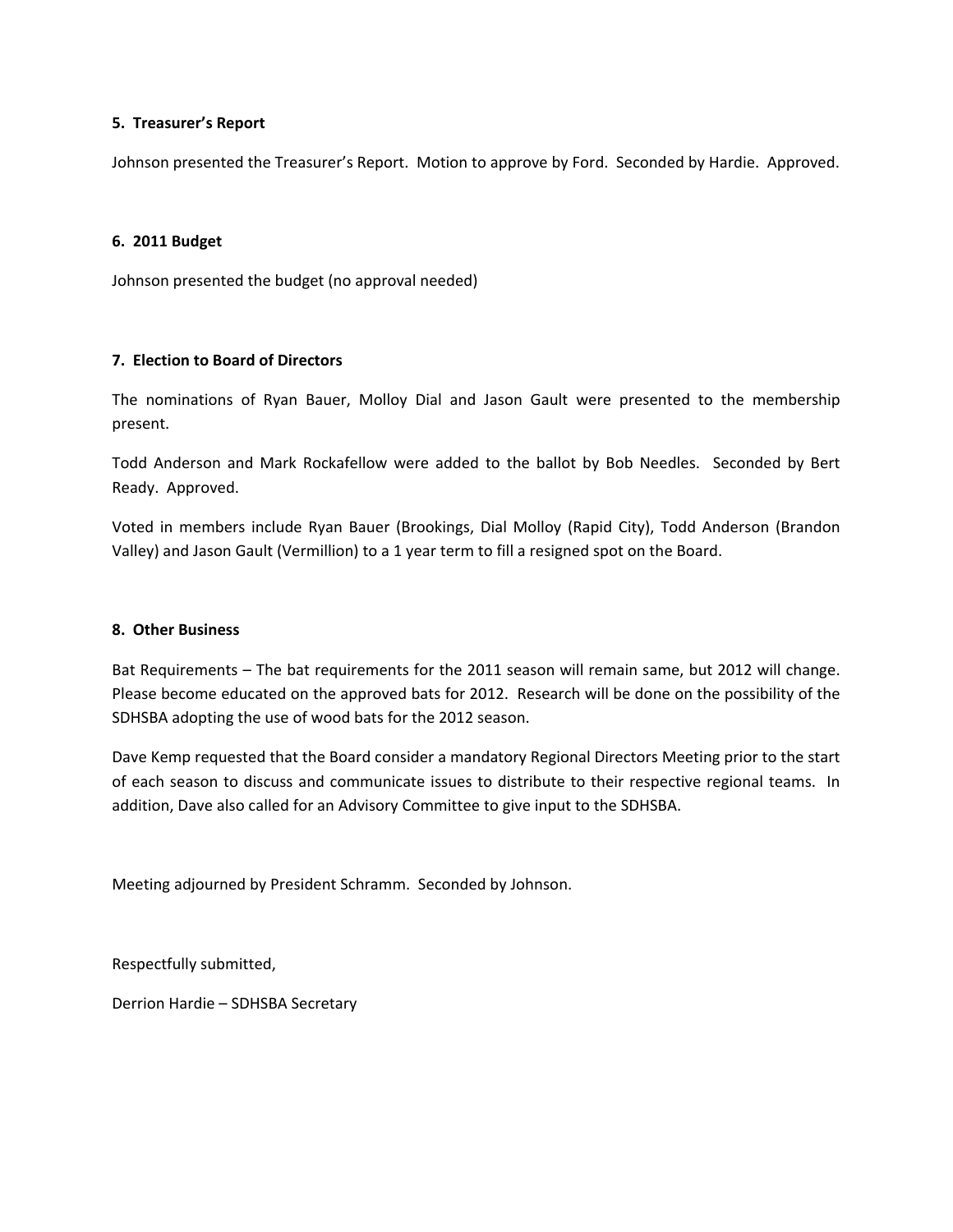**5. Treasurer's Report**

Johnson presented the Treasurer's Report. Motion to approve by Ford. Seconded by Hardie. Approved.

**6. 2011 Budget**

Johnson presented the budget (no approval needed)

**7. Election to Board of Directors**

The nominations of Ryan Bauer, Molloy Dial and Jason Gault were presented to the membership present.

Todd Anderson and Mark Rockafellow were added to the ballot by Bob Needles. Seconded by Bert Ready. Approved.

Voted in members include Ryan Bauer (Brookings, Dial Molloy (Rapid City), Todd Anderson (Brandon Valley) and Jason Gault (Vermillion) to a 1 year term to fill a resigned spot on the Board.

**8. Other Business**

Bat Requirements – The bat requirements for the 2011 season will remain same, but 2012 will change. Please become educated on the approved bats for 2012. Research will be done on the possibility of the SDHSBA adopting the use of wood bats for the 2012 season.

Dave Kemp requested that the Board consider a mandatory Regional Directors Meeting prior to the start of each season to discuss and communicate issues to distribute to their respective regional teams. In addition, Dave also called for an Advisory Committee to give input to the SDHSBA.

Meeting adjourned by President Schramm. Seconded by Johnson.

Respectfully submitted,

Derrion Hardie – SDHSBA Secretary